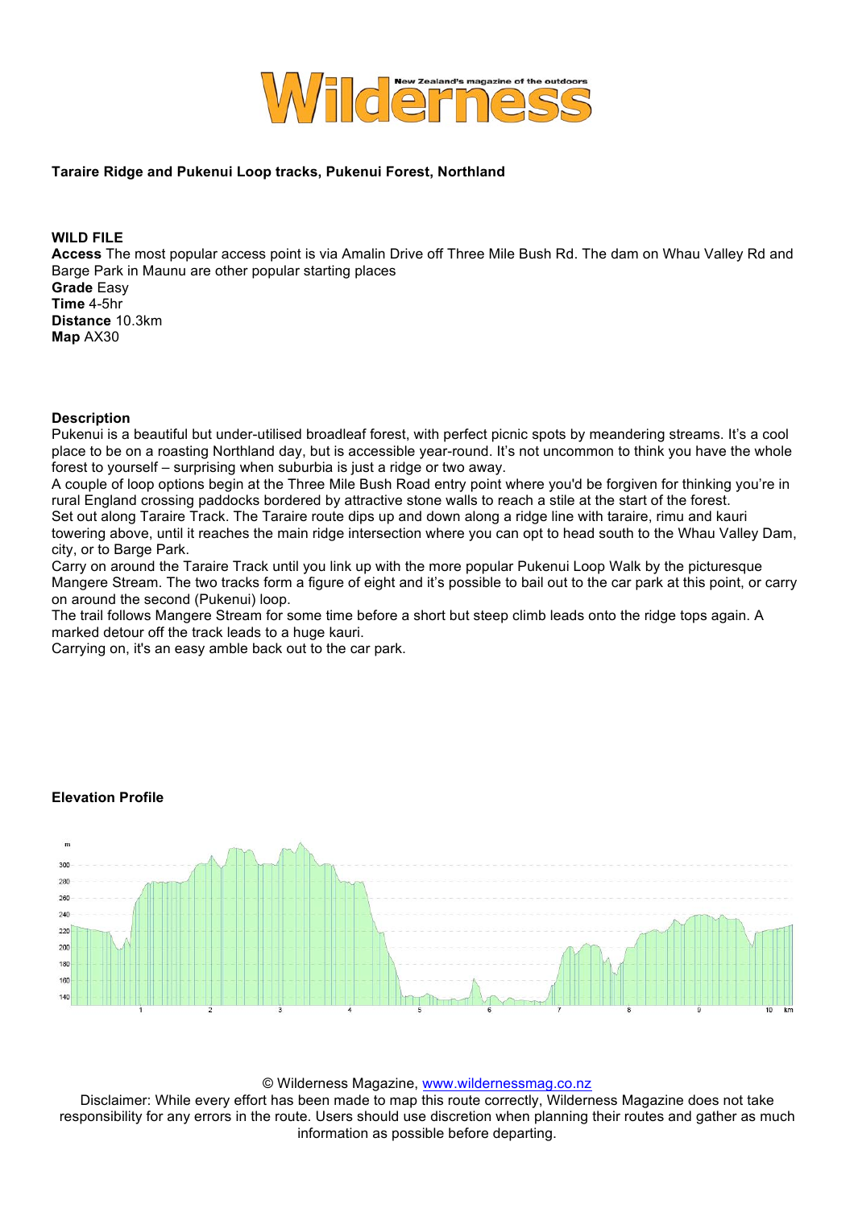Wilderness — New Zealand's magazine of the outdoors

**Taraire Ridge and Pukenui Loop tracks, Pukenui Forest, Northland**

**WILD FILE**

**Access** The most popular access point is via Amalin Drive off Three Mile Bush Rd. The dam on Whau Valley Rd and Barge Park in Maunu are other popular starting places

**Grade** Easy

**Time** 4-5hr

**Distance** 10.3km

**Map** AX30

**Description**

Pukenui is a beautiful but under-utilised broadleaf forest, with perfect picnic spots by meandering streams. It's a cool place to be on a roasting Northland day, but is accessible year-round. It's not uncommon to think you have the whole forest to yourself – surprising when suburbia is just a ridge or two away.

A couple of loop options begin at the Three Mile Bush Road entry point where you'd be forgiven for thinking you're in rural England crossing paddocks bordered by attractive stone walls to reach a stile at the start of the forest.

Set out along Taraire Track. The Taraire route dips up and down along a ridge line with taraire, rimu and kauri towering above, until it reaches the main ridge intersection where you can opt to head south to the Whau Valley Dam, city, or to Barge Park.

Carry on around the Taraire Track until you link up with the more popular Pukenui Loop Walk by the picturesque Mangere Stream. The two tracks form a figure of eight and it's possible to bail out to the car park at this point, or carry on around the second (Pukenui) loop.

The trail follows Mangere Stream for some time before a short but steep climb leads onto the ridge tops again. A marked detour off the track leads to a huge kauri.

Carrying on, it's an easy amble back out to the car park.

**Elevation Profile**

© Wilderness Magazine, www.wildernessmag.co.nz

Disclaimer: While every effort has been made to map this route correctly, Wilderness Magazine does not take responsibility for any errors in the route. Users should use discretion when planning their routes and gather as much information as possible before departing.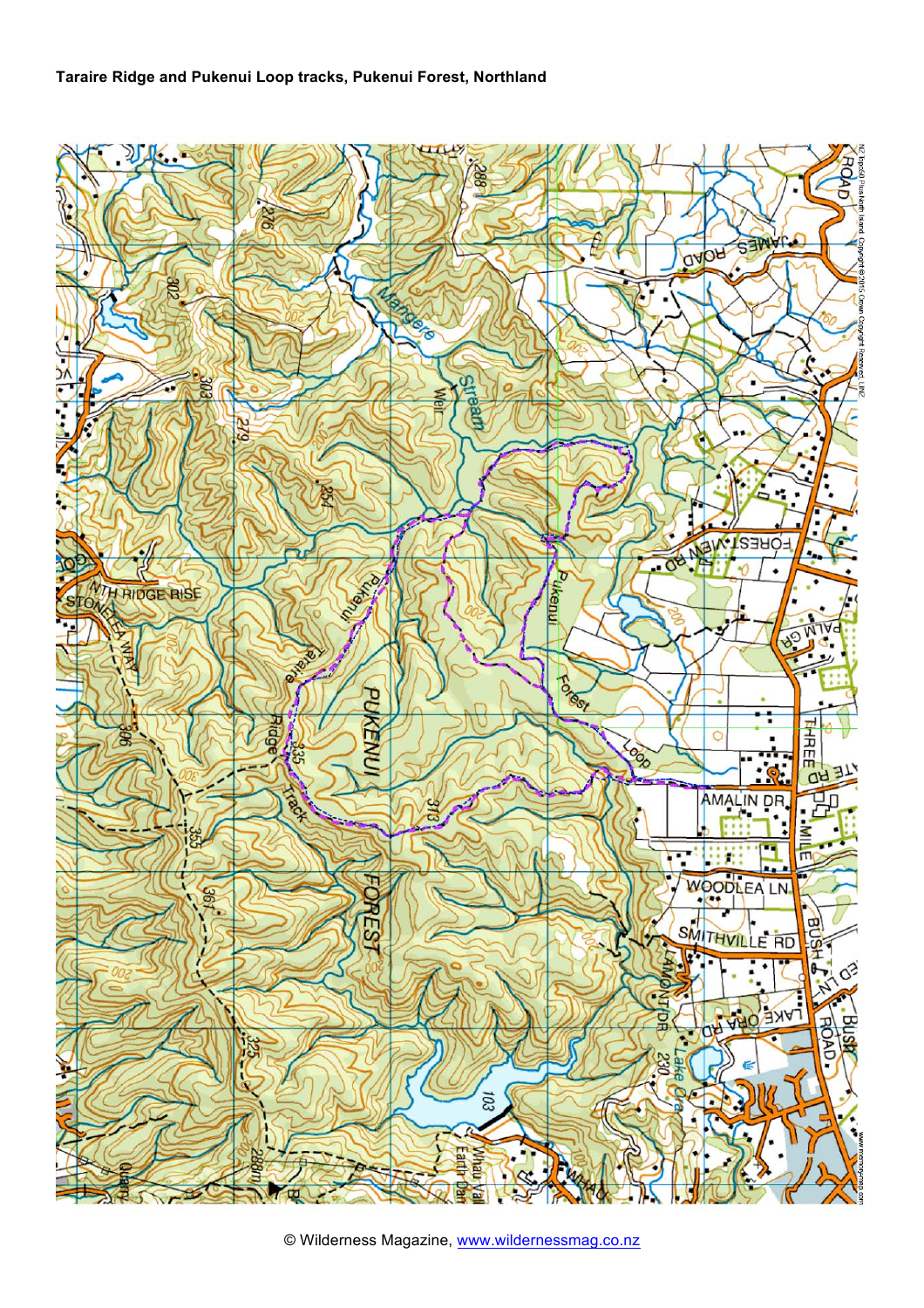**Taraire Ridge and Pukenui Loop tracks, Pukenui Forest, Northland**

© Wilderness Magazine, www.wildernessmag.co.nz